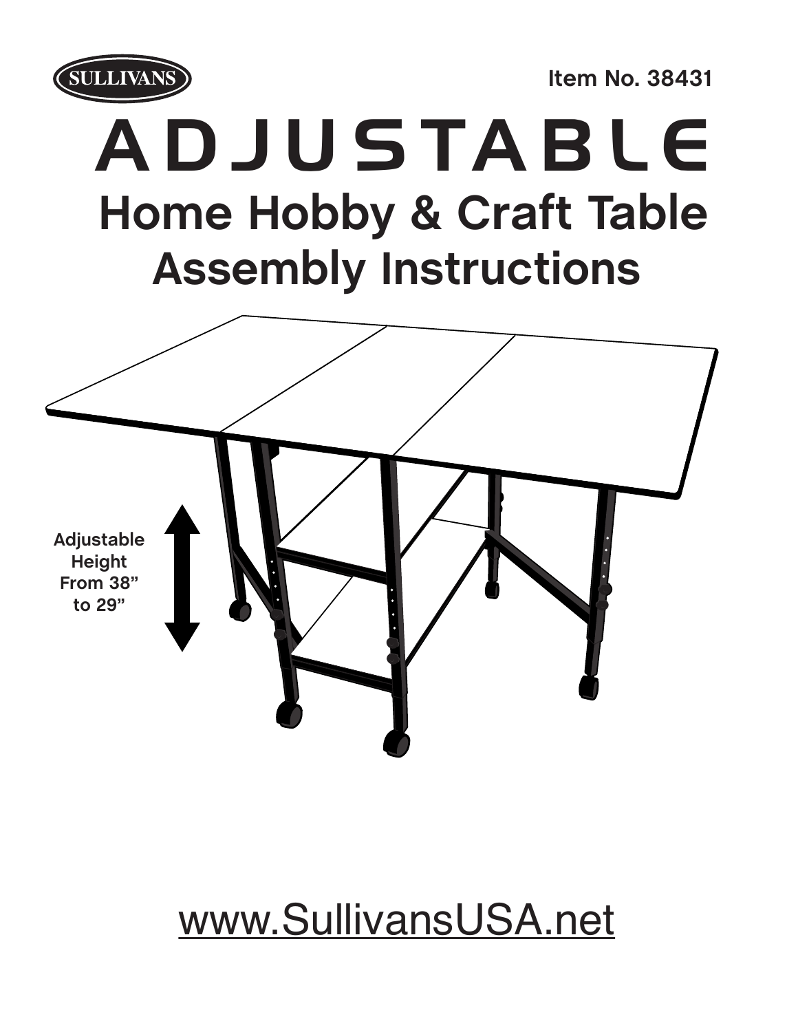SULLIVANS

Item No. 38431

# ADJUSTABLE

# Home Hobby & Craft Table

## Assembly Instructions

Adjustable Height From 38” to 29”

www.SullivansUSA.net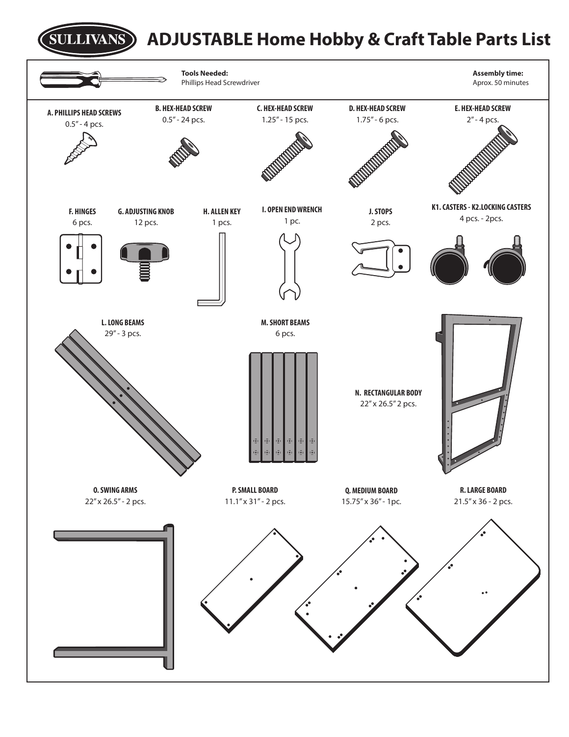# SULLIVANS ADJUSTABLE Home Hobby & Craft Table Parts List

**Tools Needed:**
Phillips Head Screwdriver

**Assembly time:**
Aprox. 50 minutes

**A. PHILLIPS HEAD SCREWS**
0.5" - 4 pcs.

**B. HEX-HEAD SCREW**
0.5" - 24 pcs.

**C. HEX-HEAD SCREW**
1.25" - 15 pcs.

**D. HEX-HEAD SCREW**
1.75" - 6 pcs.

**E. HEX-HEAD SCREW**
2" - 4 pcs.

**F. HINGES**
6 pcs.

**G. ADJUSTING KNOB**
12 pcs.

**H. ALLEN KEY**
1 pcs.

**I. OPEN END WRENCH**
1 pc.

**J. STOPS**
2 pcs.

**K1. CASTERS - K2.LOCKING CASTERS**
4 pcs. - 2pcs.

**L. LONG BEAMS**
29" - 3 pcs.

**M. SHORT BEAMS**
6 pcs.

**N. RECTANGULAR BODY**
22" x 26.5" 2 pcs.

**O. SWING ARMS**
22" x 26.5" - 2 pcs.

**P. SMALL BOARD**
11.1" x 31" - 2 pcs.

**Q. MEDIUM BOARD**
15.75" x 36" - 1pc.

**R. LARGE BOARD**
21.5" x 36 - 2 pcs.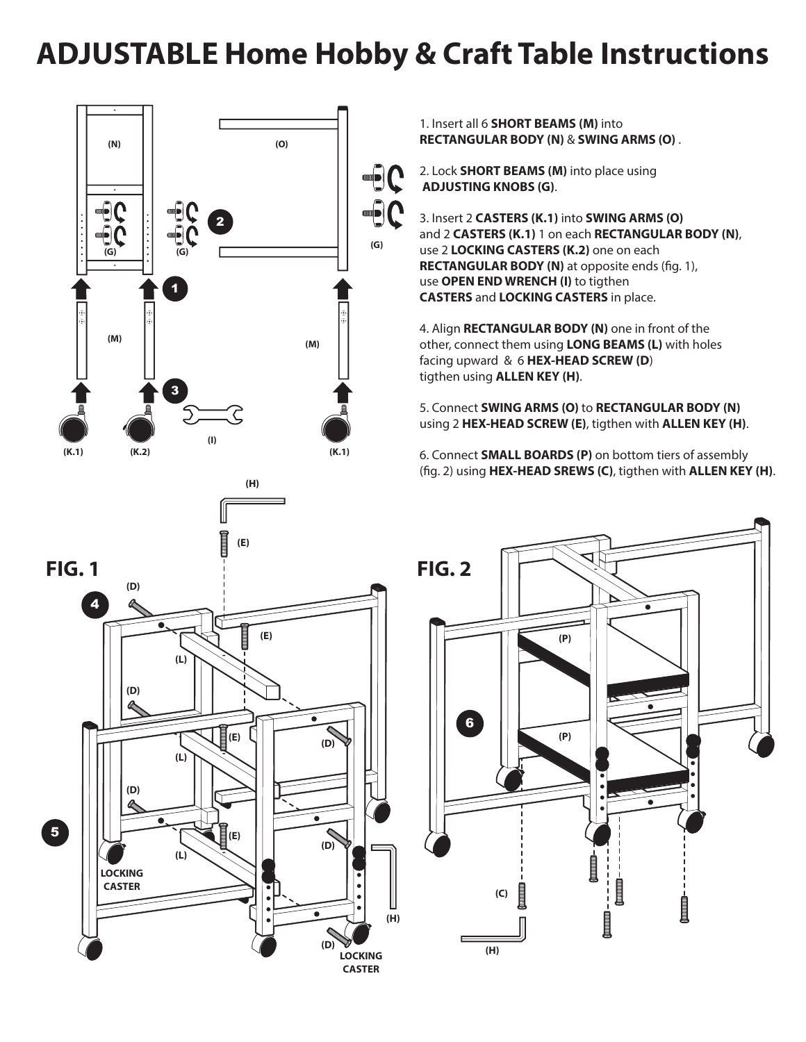# ADJUSTABLE Home Hobby & Craft Table Instructions

1. Insert all 6 **SHORT BEAMS (M)** into **RECTANGULAR BODY (N)** & **SWING ARMS (O)** .

2. Lock **SHORT BEAMS (M)** into place using **ADJUSTING KNOBS (G)**.

3. Insert 2 **CASTERS (K.1)** into **SWING ARMS (O)** and 2 **CASTERS (K.1)** 1 on each **RECTANGULAR BODY (N)**, use 2 **LOCKING CASTERS (K.2)** one on each **RECTANGULAR BODY (N)** at opposite ends (fig. 1), use **OPEN END WRENCH (I)** to tigthen **CASTERS** and **LOCKING CASTERS** in place.

4. Align **RECTANGULAR BODY (N)** one in front of the other, connect them using **LONG BEAMS (L)** with holes facing upward & 6 **HEX-HEAD SCREW (D**) tigthen using **ALLEN KEY (H)**.

5. Connect **SWING ARMS (O)** to **RECTANGULAR BODY (N)** using 2 **HEX-HEAD SCREW (E)**, tigthen with **ALLEN KEY (H)**.

6. Connect **SMALL BOARDS (P)** on bottom tiers of assembly (fig. 2) using **HEX-HEAD SREWS (C)**, tigthen with **ALLEN KEY (H)**.

**FIG. 1**

**FIG. 2**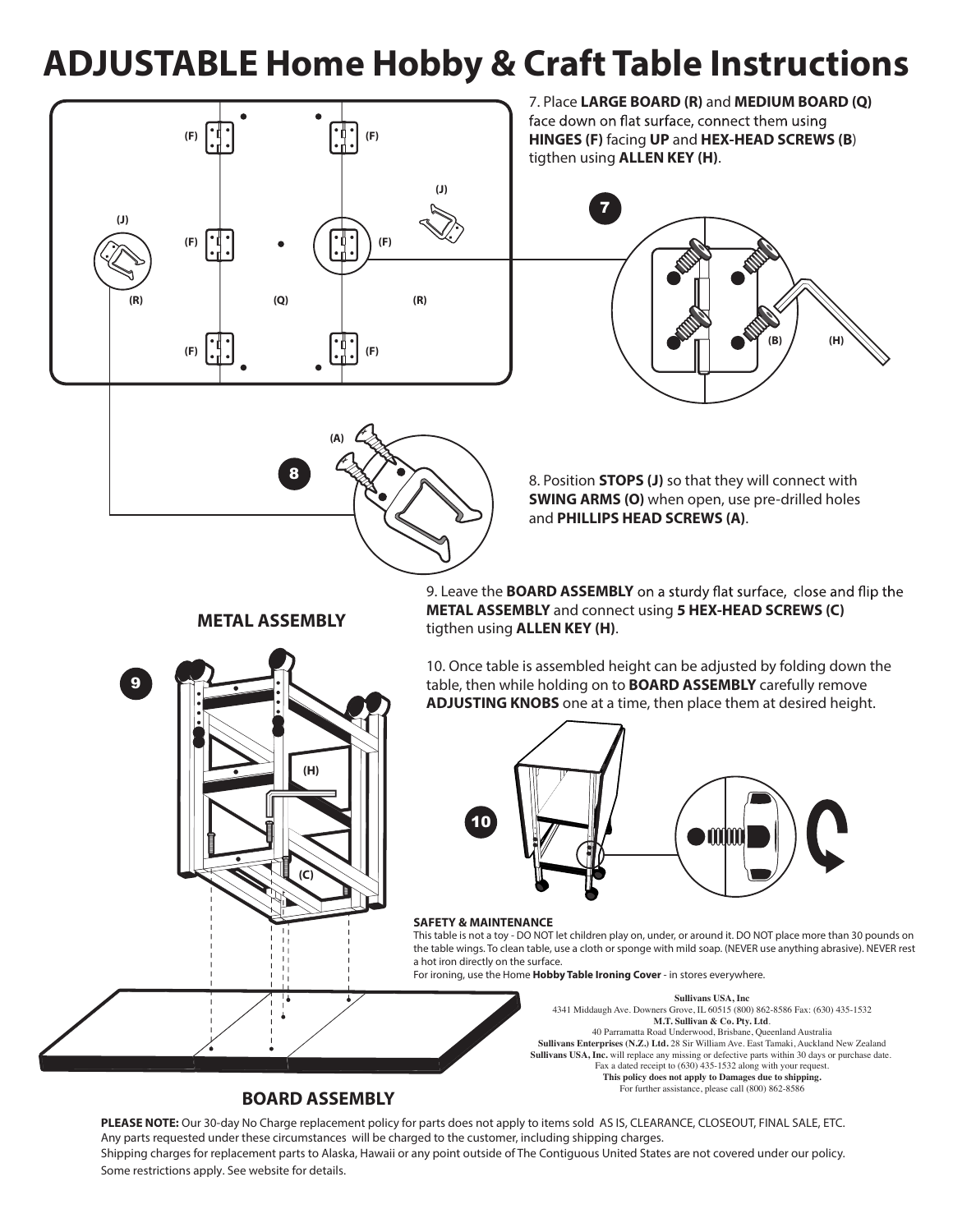# ADJUSTABLE Home Hobby & Craft Table Instructions

7. Place **LARGE BOARD (R)** and **MEDIUM BOARD (Q)** face down on flat surface, connect them using **HINGES (F)** facing **UP** and **HEX-HEAD SCREWS (B**) tigthen using **ALLEN KEY (H)**.

8. Position **STOPS (J)** so that they will connect with **SWING ARMS (O)** when open, use pre-drilled holes and **PHILLIPS HEAD SCREWS (A)**.

9. Leave the **BOARD ASSEMBLY** on a sturdy flat surface, close and flip the **METAL ASSEMBLY** and connect using **5 HEX-HEAD SCREWS (C)** tigthen using **ALLEN KEY (H)**.

10. Once table is assembled height can be adjusted by folding down the table, then while holding on to **BOARD ASSEMBLY** carefully remove **ADJUSTING KNOBS** one at a time, then place them at desired height.

**METAL ASSEMBLY**

**BOARD ASSEMBLY**

**SAFETY & MAINTENANCE**

This table is not a toy - DO NOT let children play on, under, or around it. DO NOT place more than 30 pounds on the table wings. To clean table, use a cloth or sponge with mild soap. (NEVER use anything abrasive). NEVER rest a hot iron directly on the surface.
For ironing, use the Home **Hobby Table Ironing Cover** - in stores everywhere.

**Sullivans USA, Inc**
4341 Middaugh Ave. Downers Grove, IL 60515 (800) 862-8586 Fax: (630) 435-1532
**M.T. Sullivan & Co. Pty. Ltd**.
40 Parramatta Road Underwood, Brisbane, Queensland Australia
**Sullivans Enterprises (N.Z.) Ltd.** 28 Sir William Ave. East Tamaki, Auckland New Zealand
**Sullivans USA, Inc.** will replace any missing or defective parts within 30 days or purchase date.
Fax a dated receipt to (630) 435-1532 along with your request.
**This policy does not apply to Damages due to shipping.**
For further assistance, please call (800) 862-8586

**PLEASE NOTE:** Our 30-day No Charge replacement policy for parts does not apply to items sold AS IS, CLEARANCE, CLOSEOUT, FINAL SALE, ETC. Any parts requested under these circumstances will be charged to the customer, including shipping charges.
Shipping charges for replacement parts to Alaska, Hawaii or any point outside of The Contiguous United States are not covered under our policy.
Some restrictions apply. See website for details.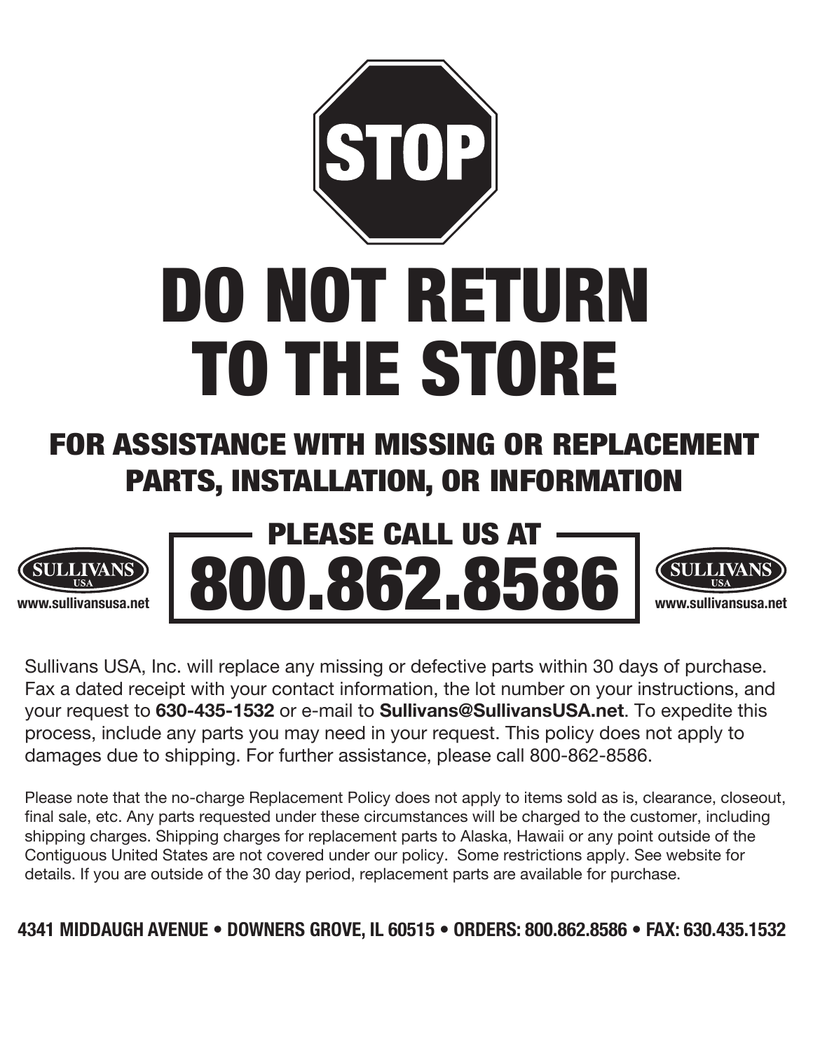# STOP

# DO NOT RETURN TO THE STORE

## FOR ASSISTANCE WITH MISSING OR REPLACEMENT PARTS, INSTALLATION, OR INFORMATION

SULLIVANS USA
www.sullivansusa.net

## PLEASE CALL US AT

# 800.862.8586

SULLIVANS USA
www.sullivansusa.net

Sullivans USA, Inc. will replace any missing or defective parts within 30 days of purchase. Fax a dated receipt with your contact information, the lot number on your instructions, and your request to **630-435-1532** or e-mail to **Sullivans@SullivansUSA.net**. To expedite this process, include any parts you may need in your request. This policy does not apply to damages due to shipping. For further assistance, please call 800-862-8586.

Please note that the no-charge Replacement Policy does not apply to items sold as is, clearance, closeout, final sale, etc. Any parts requested under these circumstances will be charged to the customer, including shipping charges. Shipping charges for replacement parts to Alaska, Hawaii or any point outside of the Contiguous United States are not covered under our policy. Some restrictions apply. See website for details. If you are outside of the 30 day period, replacement parts are available for purchase.

**4341 MIDDAUGH AVENUE • DOWNERS GROVE, IL 60515 • ORDERS: 800.862.8586 • FAX: 630.435.1532**